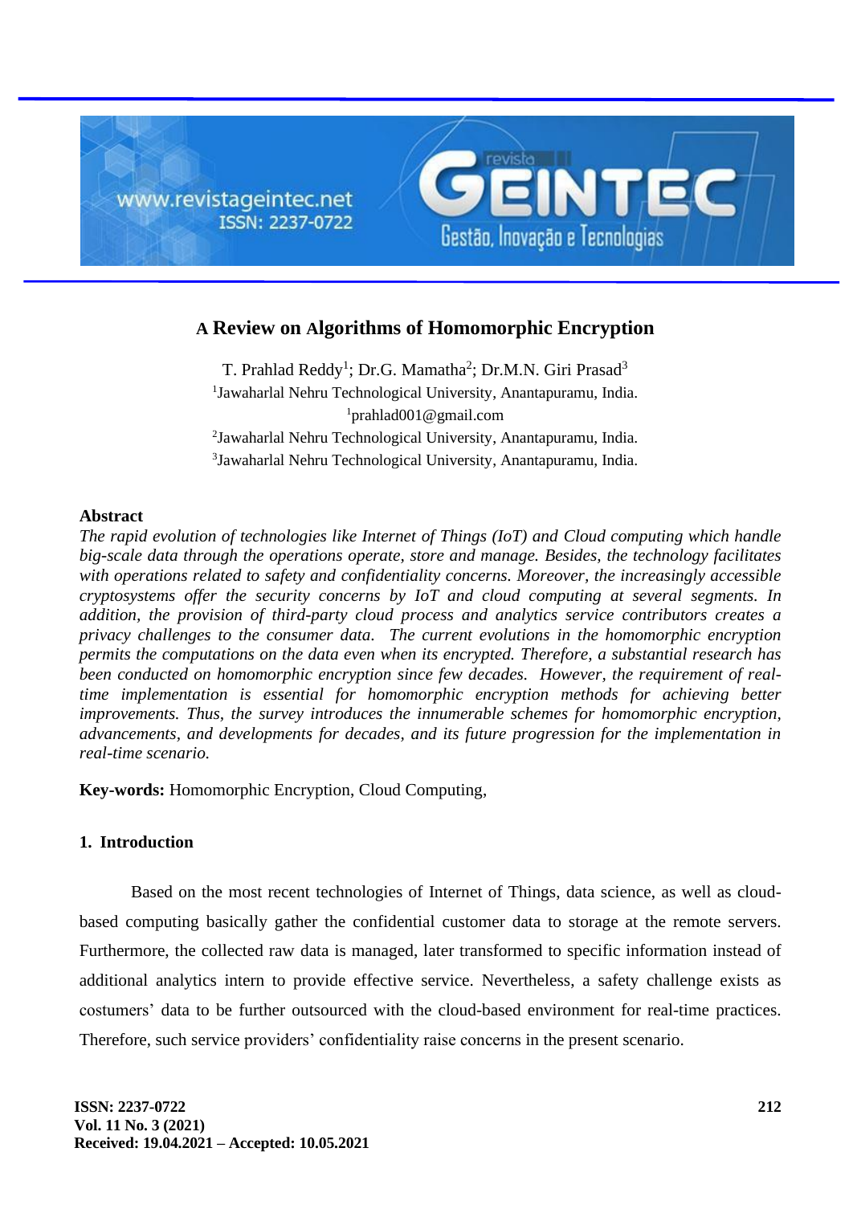# A Review on Algorithms of Homomorphic Encryption

T. Prahlad Reddy[1]; Dr.G. Mamatha[2]; Dr.M.N. Giri Prasad[3]

[1]Jawaharlal Nehru Technological University, Anantapuramu, India.
[1]prahlad001@gmail.com
[2]Jawaharlal Nehru Technological University, Anantapuramu, India.
[3]Jawaharlal Nehru Technological University, Anantapuramu, India.

### Abstract

*The rapid evolution of technologies like Internet of Things (IoT) and Cloud computing which handle big-scale data through the operations operate, store and manage. Besides, the technology facilitates with operations related to safety and confidentiality concerns. Moreover, the increasingly accessible cryptosystems offer the security concerns by IoT and cloud computing at several segments. In addition, the provision of third-party cloud process and analytics service contributors creates a privacy challenges to the consumer data. The current evolutions in the homomorphic encryption permits the computations on the data even when its encrypted. Therefore, a substantial research has been conducted on homomorphic encryption since few decades. However, the requirement of real-time implementation is essential for homomorphic encryption methods for achieving better improvements. Thus, the survey introduces the innumerable schemes for homomorphic encryption, advancements, and developments for decades, and its future progression for the implementation in real-time scenario.*

**Key-words:** Homomorphic Encryption, Cloud Computing,

## 1. Introduction

Based on the most recent technologies of Internet of Things, data science, as well as cloud-based computing basically gather the confidential customer data to storage at the remote servers. Furthermore, the collected raw data is managed, later transformed to specific information instead of additional analytics intern to provide effective service. Nevertheless, a safety challenge exists as costumers' data to be further outsourced with the cloud-based environment for real-time practices. Therefore, such service providers' confidentiality raise concerns in the present scenario.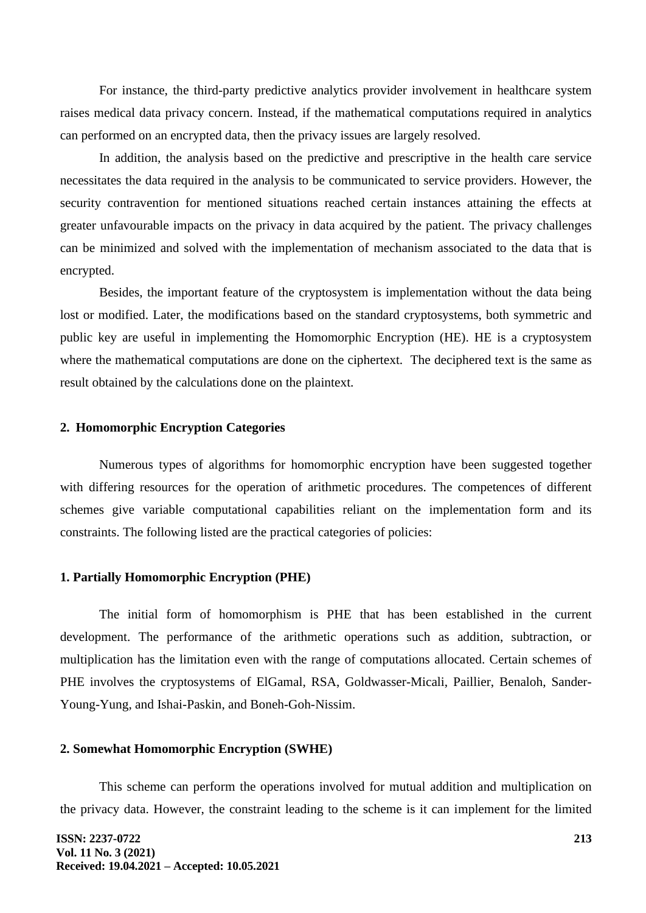For instance, the third-party predictive analytics provider involvement in healthcare system raises medical data privacy concern. Instead, if the mathematical computations required in analytics can performed on an encrypted data, then the privacy issues are largely resolved.

In addition, the analysis based on the predictive and prescriptive in the health care service necessitates the data required in the analysis to be communicated to service providers. However, the security contravention for mentioned situations reached certain instances attaining the effects at greater unfavourable impacts on the privacy in data acquired by the patient. The privacy challenges can be minimized and solved with the implementation of mechanism associated to the data that is encrypted.

Besides, the important feature of the cryptosystem is implementation without the data being lost or modified. Later, the modifications based on the standard cryptosystems, both symmetric and public key are useful in implementing the Homomorphic Encryption (HE). HE is a cryptosystem where the mathematical computations are done on the ciphertext. The deciphered text is the same as result obtained by the calculations done on the plaintext.

## 2. Homomorphic Encryption Categories

Numerous types of algorithms for homomorphic encryption have been suggested together with differing resources for the operation of arithmetic procedures. The competences of different schemes give variable computational capabilities reliant on the implementation form and its constraints. The following listed are the practical categories of policies:

### 1. Partially Homomorphic Encryption (PHE)

The initial form of homomorphism is PHE that has been established in the current development. The performance of the arithmetic operations such as addition, subtraction, or multiplication has the limitation even with the range of computations allocated. Certain schemes of PHE involves the cryptosystems of ElGamal, RSA, Goldwasser-Micali, Paillier, Benaloh, Sander-Young-Yung, and Ishai-Paskin, and Boneh-Goh-Nissim.

### 2. Somewhat Homomorphic Encryption (SWHE)

This scheme can perform the operations involved for mutual addition and multiplication on the privacy data. However, the constraint leading to the scheme is it can implement for the limited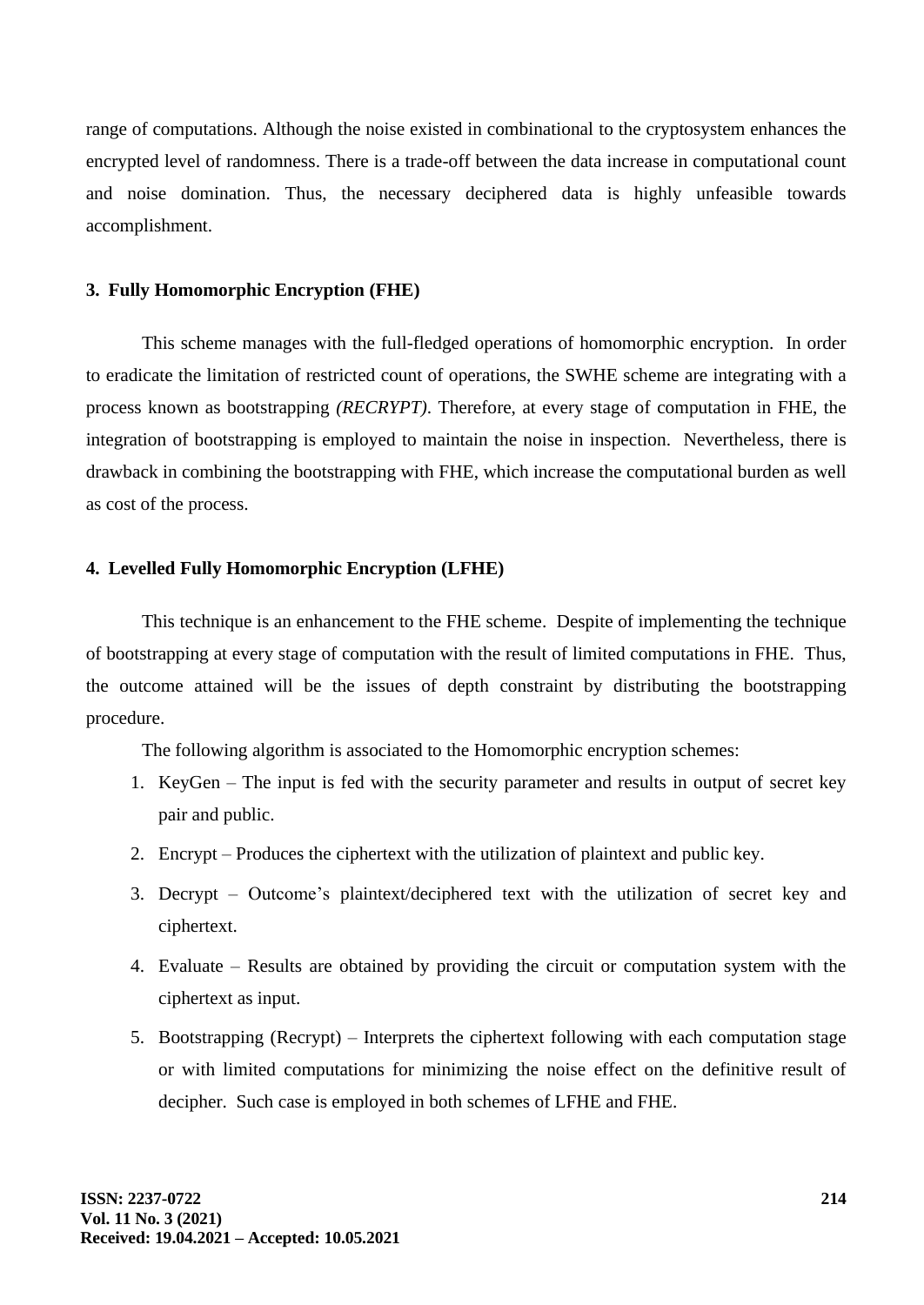range of computations. Although the noise existed in combinational to the cryptosystem enhances the encrypted level of randomness. There is a trade-off between the data increase in computational count and noise domination. Thus, the necessary deciphered data is highly unfeasible towards accomplishment.

### 3. Fully Homomorphic Encryption (FHE)

This scheme manages with the full-fledged operations of homomorphic encryption. In order to eradicate the limitation of restricted count of operations, the SWHE scheme are integrating with a process known as bootstrapping *(RECRYPT)*. Therefore, at every stage of computation in FHE, the integration of bootstrapping is employed to maintain the noise in inspection. Nevertheless, there is drawback in combining the bootstrapping with FHE, which increase the computational burden as well as cost of the process.

### 4. Levelled Fully Homomorphic Encryption (LFHE)

This technique is an enhancement to the FHE scheme. Despite of implementing the technique of bootstrapping at every stage of computation with the result of limited computations in FHE. Thus, the outcome attained will be the issues of depth constraint by distributing the bootstrapping procedure.

The following algorithm is associated to the Homomorphic encryption schemes:

1. KeyGen – The input is fed with the security parameter and results in output of secret key pair and public.
2. Encrypt – Produces the ciphertext with the utilization of plaintext and public key.
3. Decrypt – Outcome's plaintext/deciphered text with the utilization of secret key and ciphertext.
4. Evaluate – Results are obtained by providing the circuit or computation system with the ciphertext as input.
5. Bootstrapping (Recrypt) – Interprets the ciphertext following with each computation stage or with limited computations for minimizing the noise effect on the definitive result of decipher. Such case is employed in both schemes of LFHE and FHE.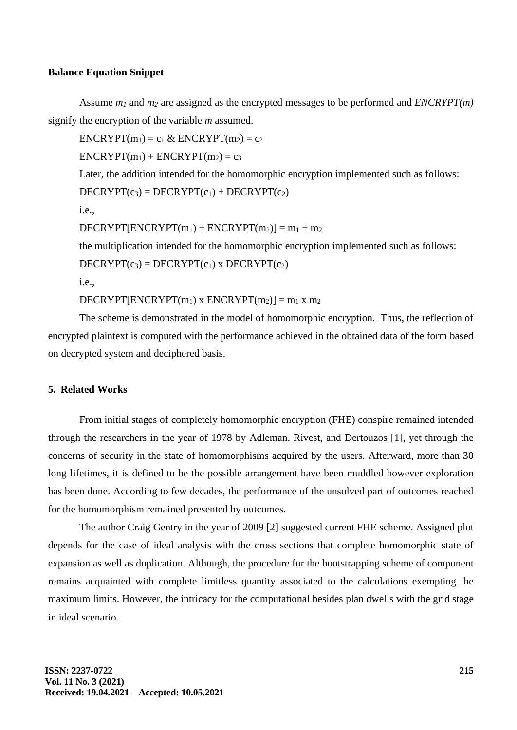**Balance Equation Snippet**

Assume $m_1$ and $m_2$ are assigned as the encrypted messages to be performed and *ENCRYPT(m)* signify the encryption of the variable *m* assumed.

$\text{ENCRYPT}(m_1) = c_1$ & $\text{ENCRYPT}(m_2) = c_2$

$\text{ENCRYPT}(m_1) + \text{ENCRYPT}(m_2) = c_3$

Later, the addition intended for the homomorphic encryption implemented such as follows:

$\text{DECRYPT}(c_3) = \text{DECRYPT}(c_1) + \text{DECRYPT}(c_2)$

i.e.,

$\text{DECRYPT}[\text{ENCRYPT}(m_1) + \text{ENCRYPT}(m_2)] = m_1 + m_2$

the multiplication intended for the homomorphic encryption implemented such as follows:

$\text{DECRYPT}(c_3) = \text{DECRYPT}(c_1) \text{ x } \text{DECRYPT}(c_2)$

i.e.,

$\text{DECRYPT}[\text{ENCRYPT}(m_1) \text{ x } \text{ENCRYPT}(m_2)] = m_1 \text{ x } m_2$

The scheme is demonstrated in the model of homomorphic encryption. Thus, the reflection of encrypted plaintext is computed with the performance achieved in the obtained data of the form based on decrypted system and deciphered basis.

## 5. Related Works

From initial stages of completely homomorphic encryption (FHE) conspire remained intended through the researchers in the year of 1978 by Adleman, Rivest, and Dertouzos [1], yet through the concerns of security in the state of homomorphisms acquired by the users. Afterward, more than 30 long lifetimes, it is defined to be the possible arrangement have been muddled however exploration has been done. According to few decades, the performance of the unsolved part of outcomes reached for the homomorphism remained presented by outcomes.

The author Craig Gentry in the year of 2009 [2] suggested current FHE scheme. Assigned plot depends for the case of ideal analysis with the cross sections that complete homomorphic state of expansion as well as duplication. Although, the procedure for the bootstrapping scheme of component remains acquainted with complete limitless quantity associated to the calculations exempting the maximum limits. However, the intricacy for the computational besides plan dwells with the grid stage in ideal scenario.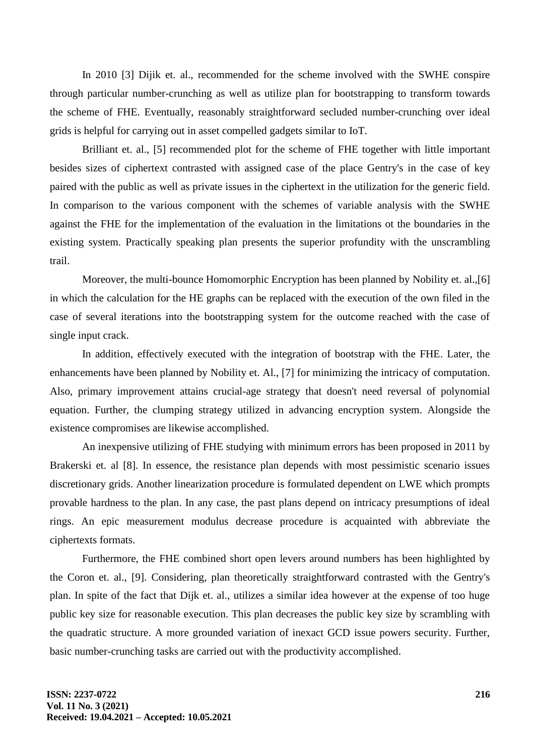In 2010 [3] Dijik et. al., recommended for the scheme involved with the SWHE conspire through particular number-crunching as well as utilize plan for bootstrapping to transform towards the scheme of FHE. Eventually, reasonably straightforward secluded number-crunching over ideal grids is helpful for carrying out in asset compelled gadgets similar to IoT.

Brilliant et. al., [5] recommended plot for the scheme of FHE together with little important besides sizes of ciphertext contrasted with assigned case of the place Gentry's in the case of key paired with the public as well as private issues in the ciphertext in the utilization for the generic field. In comparison to the various component with the schemes of variable analysis with the SWHE against the FHE for the implementation of the evaluation in the limitations ot the boundaries in the existing system. Practically speaking plan presents the superior profundity with the unscrambling trail.

Moreover, the multi-bounce Homomorphic Encryption has been planned by Nobility et. al.,[6] in which the calculation for the HE graphs can be replaced with the execution of the own filed in the case of several iterations into the bootstrapping system for the outcome reached with the case of single input crack.

In addition, effectively executed with the integration of bootstrap with the FHE. Later, the enhancements have been planned by Nobility et. Al., [7] for minimizing the intricacy of computation. Also, primary improvement attains crucial-age strategy that doesn't need reversal of polynomial equation. Further, the clumping strategy utilized in advancing encryption system. Alongside the existence compromises are likewise accomplished.

An inexpensive utilizing of FHE studying with minimum errors has been proposed in 2011 by Brakerski et. al [8]. In essence, the resistance plan depends with most pessimistic scenario issues discretionary grids. Another linearization procedure is formulated dependent on LWE which prompts provable hardness to the plan. In any case, the past plans depend on intricacy presumptions of ideal rings. An epic measurement modulus decrease procedure is acquainted with abbreviate the ciphertexts formats.

Furthermore, the FHE combined short open levers around numbers has been highlighted by the Coron et. al., [9]. Considering, plan theoretically straightforward contrasted with the Gentry's plan. In spite of the fact that Dijk et. al., utilizes a similar idea however at the expense of too huge public key size for reasonable execution. This plan decreases the public key size by scrambling with the quadratic structure. A more grounded variation of inexact GCD issue powers security. Further, basic number-crunching tasks are carried out with the productivity accomplished.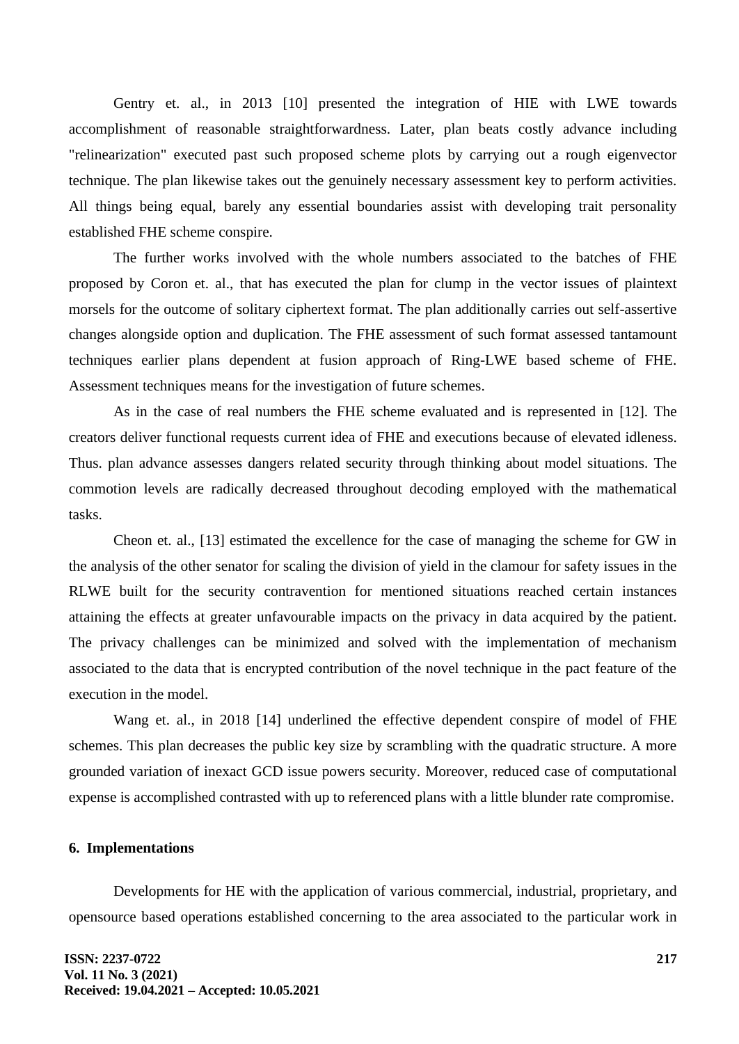Gentry et. al., in 2013 [10] presented the integration of HIE with LWE towards accomplishment of reasonable straightforwardness. Later, plan beats costly advance including "relinearization" executed past such proposed scheme plots by carrying out a rough eigenvector technique. The plan likewise takes out the genuinely necessary assessment key to perform activities. All things being equal, barely any essential boundaries assist with developing trait personality established FHE scheme conspire.

The further works involved with the whole numbers associated to the batches of FHE proposed by Coron et. al., that has executed the plan for clump in the vector issues of plaintext morsels for the outcome of solitary ciphertext format. The plan additionally carries out self-assertive changes alongside option and duplication. The FHE assessment of such format assessed tantamount techniques earlier plans dependent at fusion approach of Ring-LWE based scheme of FHE. Assessment techniques means for the investigation of future schemes.

As in the case of real numbers the FHE scheme evaluated and is represented in [12]. The creators deliver functional requests current idea of FHE and executions because of elevated idleness. Thus. plan advance assesses dangers related security through thinking about model situations. The commotion levels are radically decreased throughout decoding employed with the mathematical tasks.

Cheon et. al., [13] estimated the excellence for the case of managing the scheme for GW in the analysis of the other senator for scaling the division of yield in the clamour for safety issues in the RLWE built for the security contravention for mentioned situations reached certain instances attaining the effects at greater unfavourable impacts on the privacy in data acquired by the patient. The privacy challenges can be minimized and solved with the implementation of mechanism associated to the data that is encrypted contribution of the novel technique in the pact feature of the execution in the model.

Wang et. al., in 2018 [14] underlined the effective dependent conspire of model of FHE schemes. This plan decreases the public key size by scrambling with the quadratic structure. A more grounded variation of inexact GCD issue powers security. Moreover, reduced case of computational expense is accomplished contrasted with up to referenced plans with a little blunder rate compromise.

## 6. Implementations

Developments for HE with the application of various commercial, industrial, proprietary, and opensource based operations established concerning to the area associated to the particular work in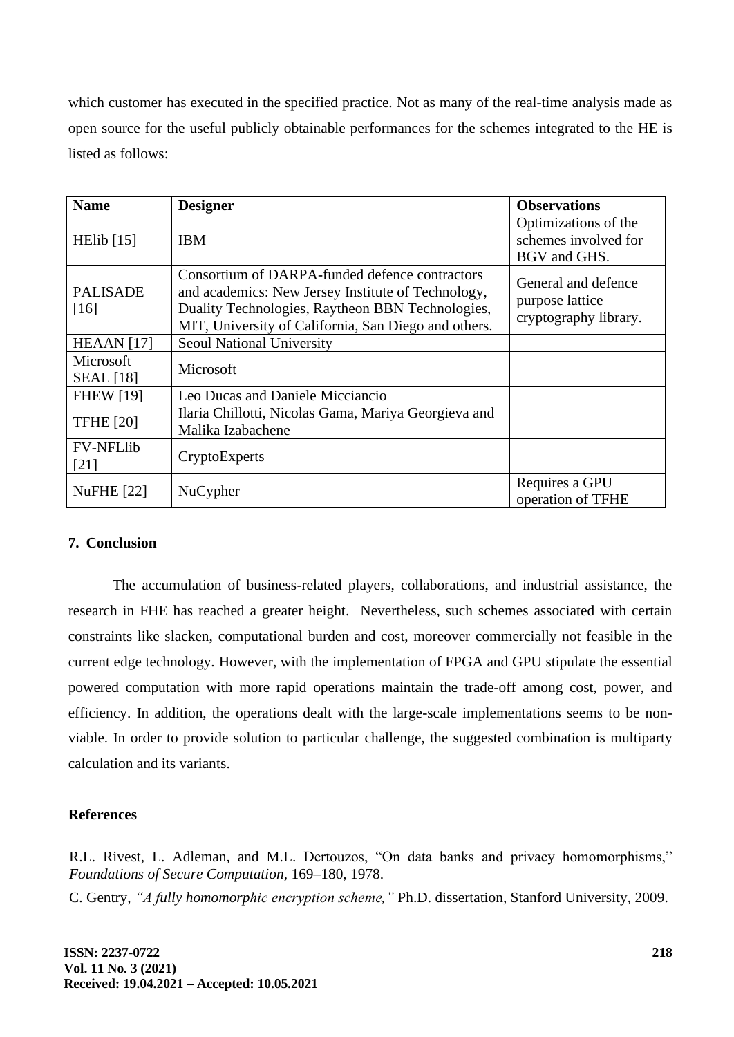which customer has executed in the specified practice. Not as many of the real-time analysis made as open source for the useful publicly obtainable performances for the schemes integrated to the HE is listed as follows:

| Name | Designer | Observations |
|---|---|---|
| HElib [15] | IBM | Optimizations of the schemes involved for BGV and GHS. |
| PALISADE [16] | Consortium of DARPA-funded defence contractors and academics: New Jersey Institute of Technology, Duality Technologies, Raytheon BBN Technologies, MIT, University of California, San Diego and others. | General and defence purpose lattice cryptography library. |
| HEAAN [17] | Seoul National University | |
| Microsoft SEAL [18] | Microsoft | |
| FHEW [19] | Leo Ducas and Daniele Micciancio | |
| TFHE [20] | Ilaria Chillotti, Nicolas Gama, Mariya Georgieva and Malika Izabachene | |
| FV-NFLlib [21] | CryptoExperts | |
| NuFHE [22] | NuCypher | Requires a GPU operation of TFHE |

## 7. Conclusion

The accumulation of business-related players, collaborations, and industrial assistance, the research in FHE has reached a greater height. Nevertheless, such schemes associated with certain constraints like slacken, computational burden and cost, moreover commercially not feasible in the current edge technology. However, with the implementation of FPGA and GPU stipulate the essential powered computation with more rapid operations maintain the trade-off among cost, power, and efficiency. In addition, the operations dealt with the large-scale implementations seems to be non-viable. In order to provide solution to particular challenge, the suggested combination is multiparty calculation and its variants.

## References

R.L. Rivest, L. Adleman, and M.L. Dertouzos, "On data banks and privacy homomorphisms," *Foundations of Secure Computation*, 169–180, 1978.

C. Gentry, *"A fully homomorphic encryption scheme,"* Ph.D. dissertation, Stanford University, 2009.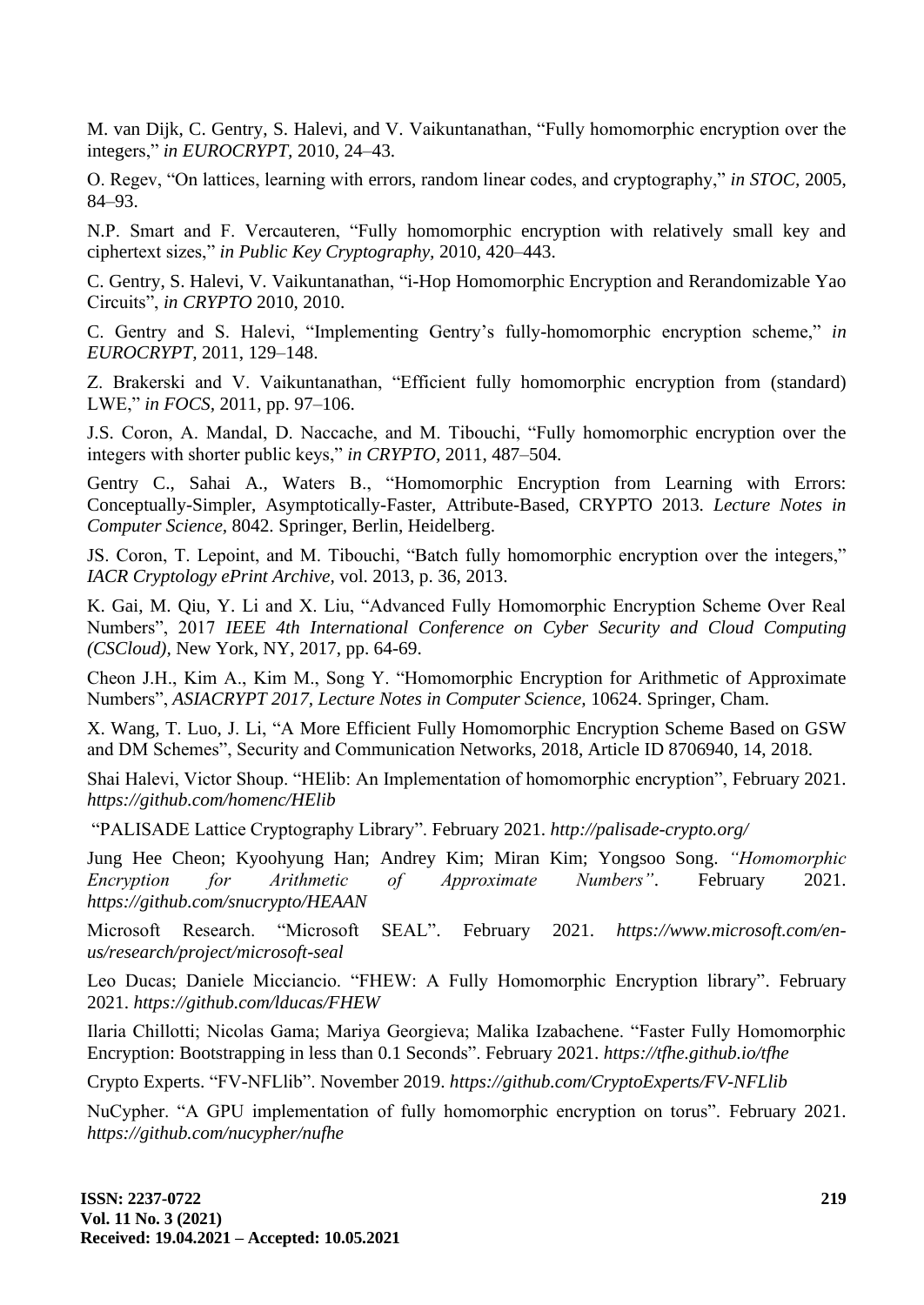M. van Dijk, C. Gentry, S. Halevi, and V. Vaikuntanathan, "Fully homomorphic encryption over the integers," *in EUROCRYPT*, 2010, 24–43.

O. Regev, "On lattices, learning with errors, random linear codes, and cryptography," *in STOC*, 2005, 84–93.

N.P. Smart and F. Vercauteren, "Fully homomorphic encryption with relatively small key and ciphertext sizes," *in Public Key Cryptography*, 2010, 420–443.

C. Gentry, S. Halevi, V. Vaikuntanathan, "i-Hop Homomorphic Encryption and Rerandomizable Yao Circuits", *in CRYPTO* 2010, 2010.

C. Gentry and S. Halevi, "Implementing Gentry's fully-homomorphic encryption scheme," *in EUROCRYPT*, 2011, 129–148.

Z. Brakerski and V. Vaikuntanathan, "Efficient fully homomorphic encryption from (standard) LWE," *in FOCS*, 2011, pp. 97–106.

J.S. Coron, A. Mandal, D. Naccache, and M. Tibouchi, "Fully homomorphic encryption over the integers with shorter public keys," *in CRYPTO*, 2011, 487–504.

Gentry C., Sahai A., Waters B., "Homomorphic Encryption from Learning with Errors: Conceptually-Simpler, Asymptotically-Faster, Attribute-Based, CRYPTO 2013. *Lecture Notes in Computer Science*, 8042. Springer, Berlin, Heidelberg.

JS. Coron, T. Lepoint, and M. Tibouchi, "Batch fully homomorphic encryption over the integers," *IACR Cryptology ePrint Archive*, vol. 2013, p. 36, 2013.

K. Gai, M. Qiu, Y. Li and X. Liu, "Advanced Fully Homomorphic Encryption Scheme Over Real Numbers", 2017 *IEEE 4th International Conference on Cyber Security and Cloud Computing (CSCloud)*, New York, NY, 2017, pp. 64-69.

Cheon J.H., Kim A., Kim M., Song Y. "Homomorphic Encryption for Arithmetic of Approximate Numbers", *ASIACRYPT 2017, Lecture Notes in Computer Science*, 10624. Springer, Cham.

X. Wang, T. Luo, J. Li, "A More Efficient Fully Homomorphic Encryption Scheme Based on GSW and DM Schemes", Security and Communication Networks, 2018, Article ID 8706940, 14, 2018.

Shai Halevi, Victor Shoup. "HElib: An Implementation of homomorphic encryption", February 2021. *https://github.com/homenc/HElib*

"PALISADE Lattice Cryptography Library". February 2021. *http://palisade-crypto.org/*

Jung Hee Cheon; Kyoohyung Han; Andrey Kim; Miran Kim; Yongsoo Song. *"Homomorphic Encryption for Arithmetic of Approximate Numbers"*. February 2021. *https://github.com/snucrypto/HEAAN*

Microsoft Research. "Microsoft SEAL". February 2021. *https://www.microsoft.com/en-us/research/project/microsoft-seal*

Leo Ducas; Daniele Micciancio. "FHEW: A Fully Homomorphic Encryption library". February 2021. *https://github.com/lducas/FHEW*

Ilaria Chillotti; Nicolas Gama; Mariya Georgieva; Malika Izabachene. "Faster Fully Homomorphic Encryption: Bootstrapping in less than 0.1 Seconds". February 2021. *https://tfhe.github.io/tfhe*

Crypto Experts. "FV-NFLlib". November 2019. *https://github.com/CryptoExperts/FV-NFLlib*

NuCypher. "A GPU implementation of fully homomorphic encryption on torus". February 2021. *https://github.com/nucypher/nufhe*

**Received: 19.04.2021 – Accepted: 10.05.2021**